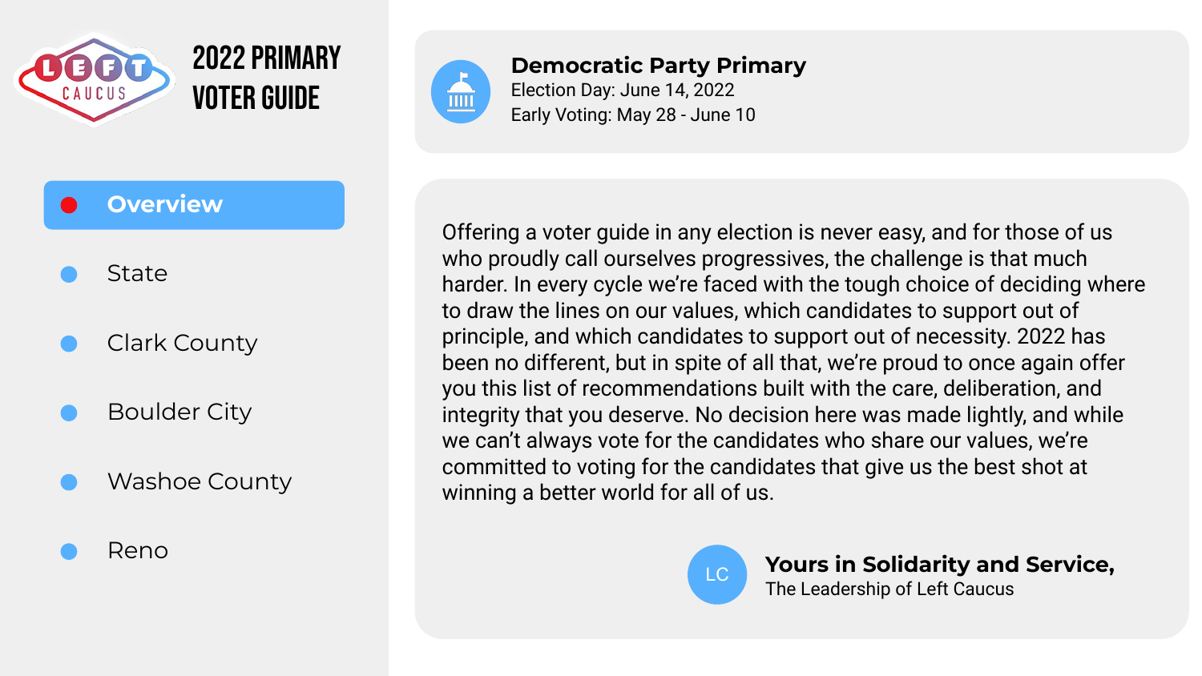LEFT CAUCUS

# 2022 PRIMARY VOTER GUIDE

- **Overview**
- State
- Clark County
- Boulder City
- Washoe County
- Reno

## Democratic Party Primary

Election Day: June 14, 2022

Early Voting: May 28 - June 10

Offering a voter guide in any election is never easy, and for those of us who proudly call ourselves progressives, the challenge is that much harder. In every cycle we're faced with the tough choice of deciding where to draw the lines on our values, which candidates to support out of principle, and which candidates to support out of necessity. 2022 has been no different, but in spite of all that, we're proud to once again offer you this list of recommendations built with the care, deliberation, and integrity that you deserve. No decision here was made lightly, and while we can't always vote for the candidates who share our values, we're committed to voting for the candidates that give us the best shot at winning a better world for all of us.

LC

**Yours in Solidarity and Service,**

The Leadership of Left Caucus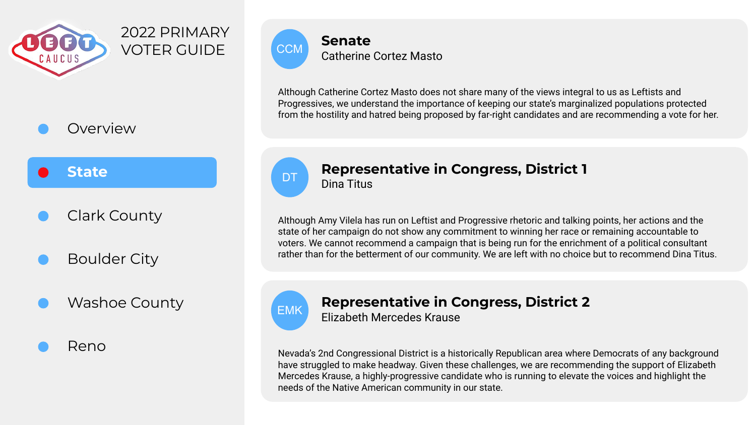# 2022 PRIMARY VOTER GUIDE

- Overview
- **State**
- Clark County
- Boulder City
- Washoe County
- Reno

## Senate
Catherine Cortez Masto

Although Catherine Cortez Masto does not share many of the views integral to us as Leftists and Progressives, we understand the importance of keeping our state's marginalized populations protected from the hostility and hatred being proposed by far-right candidates and are recommending a vote for her.

## Representative in Congress, District 1
Dina Titus

Although Amy Vilela has run on Leftist and Progressive rhetoric and talking points, her actions and the state of her campaign do not show any commitment to winning her race or remaining accountable to voters. We cannot recommend a campaign that is being run for the enrichment of a political consultant rather than for the betterment of our community. We are left with no choice but to recommend Dina Titus.

## Representative in Congress, District 2
Elizabeth Mercedes Krause

Nevada's 2nd Congressional District is a historically Republican area where Democrats of any background have struggled to make headway. Given these challenges, we are recommending the support of Elizabeth Mercedes Krause, a highly-progressive candidate who is running to elevate the voices and highlight the needs of the Native American community in our state.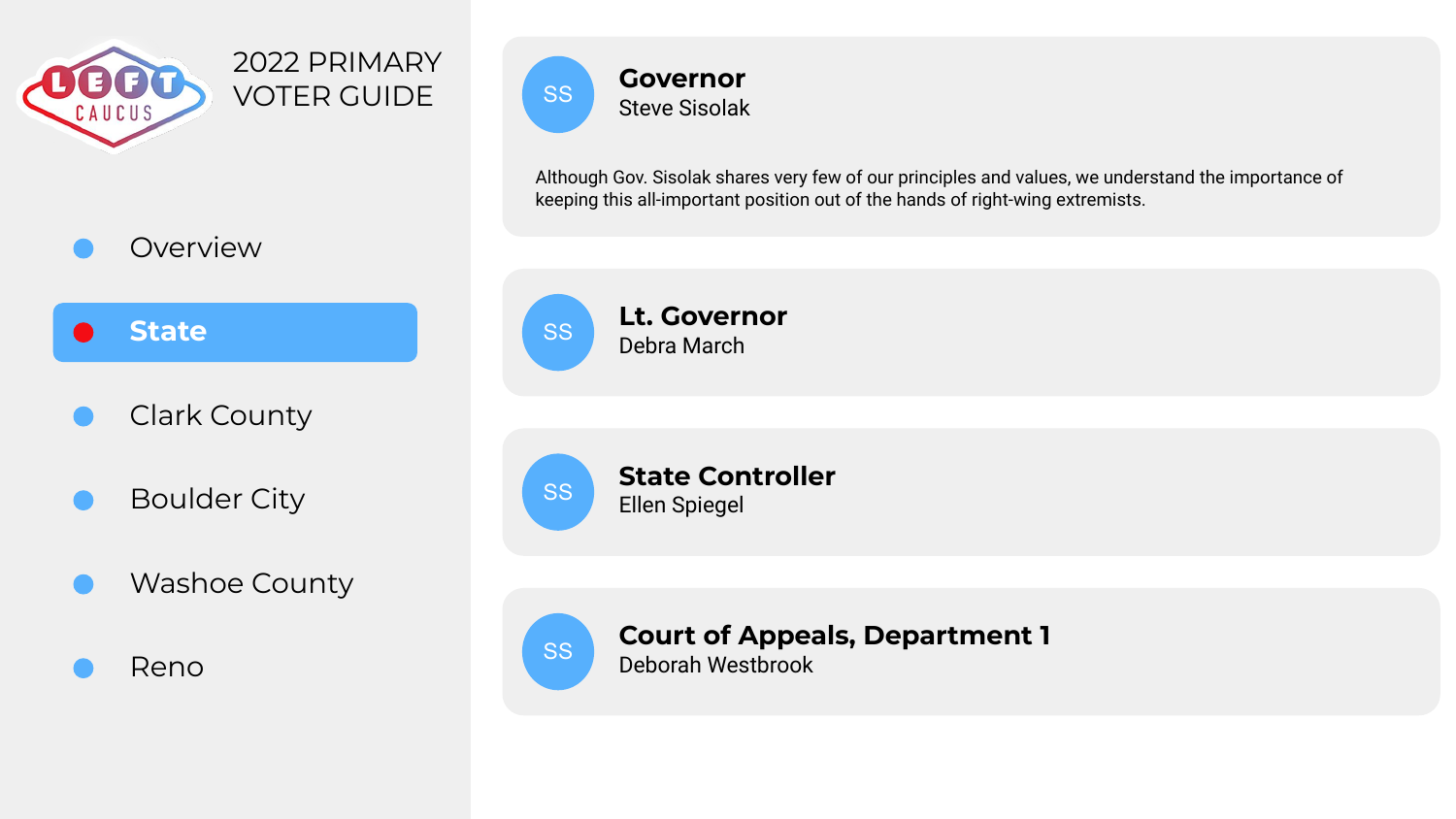# 2022 PRIMARY VOTER GUIDE

- Overview
- **State**
- Clark County
- Boulder City
- Washoe County
- Reno

SS

## Governor

Steve Sisolak

Although Gov. Sisolak shares very few of our principles and values, we understand the importance of keeping this all-important position out of the hands of right-wing extremists.

SS

## Lt. Governor

Debra March

SS

## State Controller

Ellen Spiegel

SS

## Court of Appeals, Department 1

Deborah Westbrook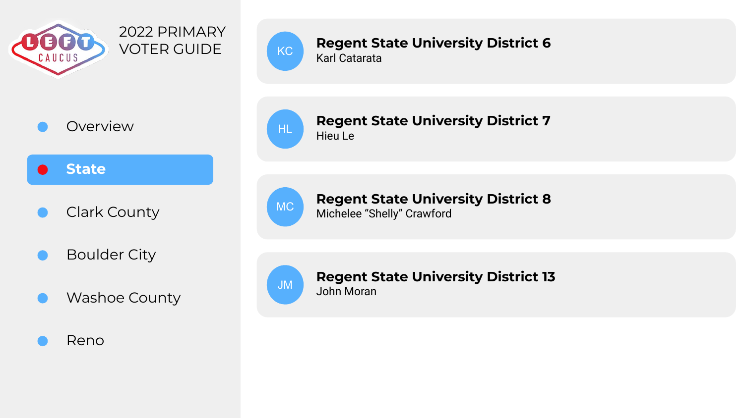2022 PRIMARY VOTER GUIDE

- Overview
- **State**
- Clark County
- Boulder City
- Washoe County
- Reno

KC

### Regent State University District 6
Karl Catarata

HL

### Regent State University District 7
Hieu Le

MC

### Regent State University District 8
Michelee “Shelly” Crawford

JM

### Regent State University District 13
John Moran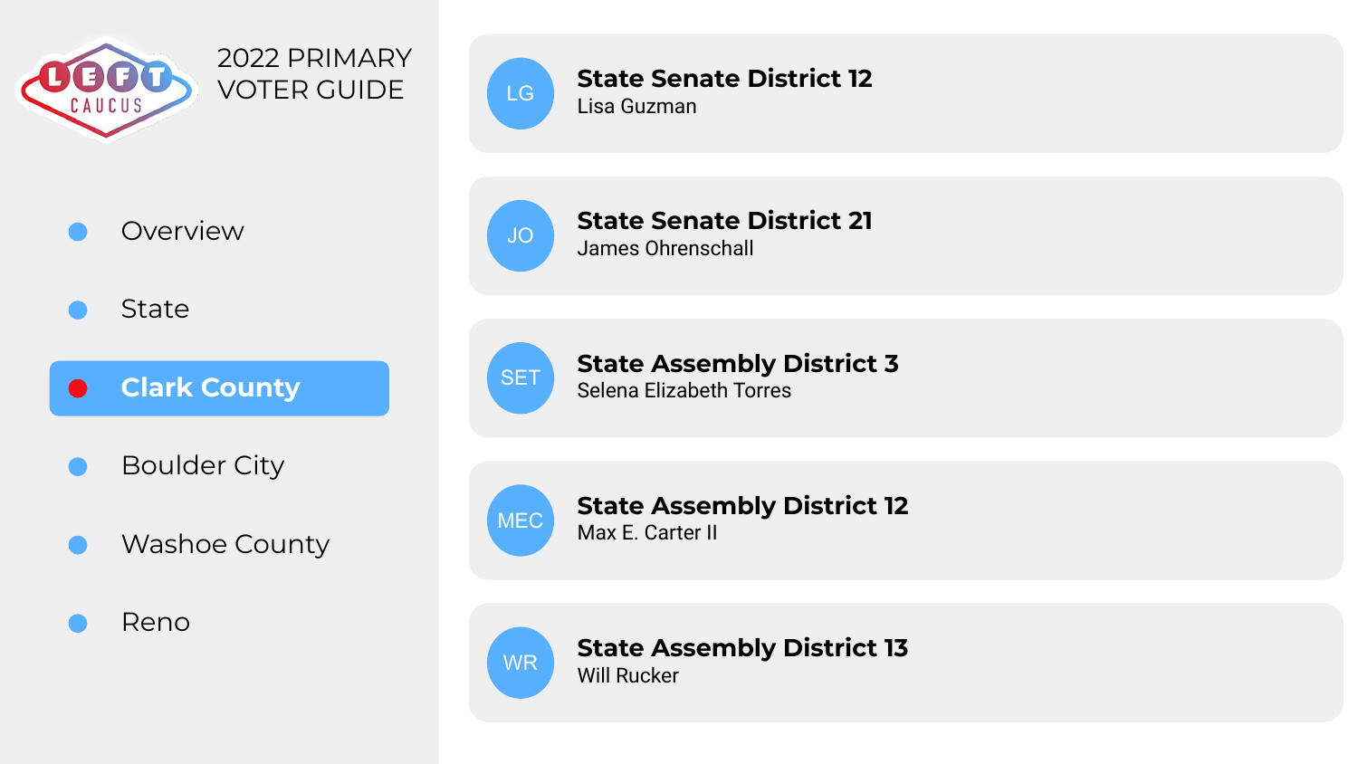LEFT CAUCUS

2022 PRIMARY VOTER GUIDE

- Overview
- State
- **Clark County**
- Boulder City
- Washoe County
- Reno

LG **State Senate District 12**
Lisa Guzman

JO **State Senate District 21**
James Ohrenschall

SET **State Assembly District 3**
Selena Elizabeth Torres

MEC **State Assembly District 12**
Max E. Carter II

WR **State Assembly District 13**
Will Rucker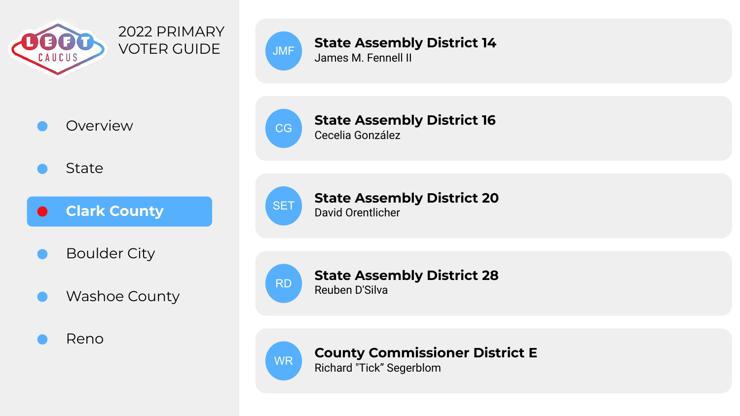LEFT CAUCUS

2022 PRIMARY VOTER GUIDE

- Overview
- State
- **Clark County**
- Boulder City
- Washoe County
- Reno

JMF

**State Assembly District 14**
James M. Fennell II

CG

**State Assembly District 16**
Cecelia González

SET

**State Assembly District 20**
David Orentlicher

RD

**State Assembly District 28**
Reuben D'Silva

WR

**County Commissioner District E**
Richard "Tick" Segerblom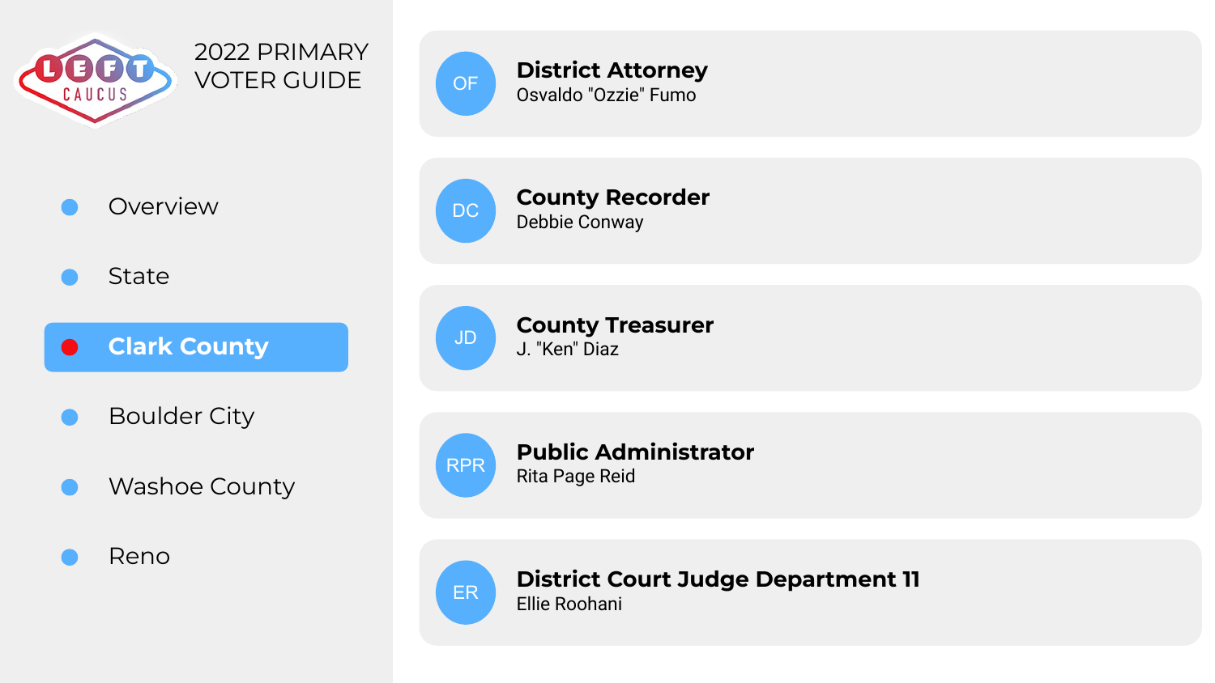2022 PRIMARY VOTER GUIDE

- Overview
- State
- **Clark County**
- Boulder City
- Washoe County
- Reno

OF

### District Attorney
Osvaldo "Ozzie" Fumo

DC

### County Recorder
Debbie Conway

JD

### County Treasurer
J. "Ken" Diaz

RPR

### Public Administrator
Rita Page Reid

ER

### District Court Judge Department 11
Ellie Roohani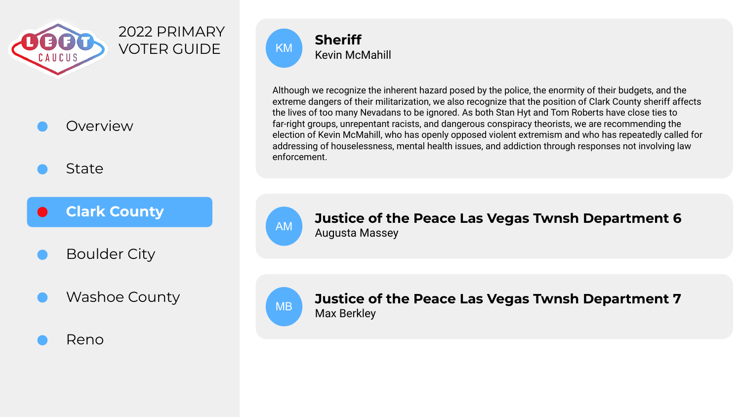# 2022 PRIMARY VOTER GUIDE

- Overview
- State
- **Clark County**
- Boulder City
- Washoe County
- Reno

## Sheriff

KM

Kevin McMahill

Although we recognize the inherent hazard posed by the police, the enormity of their budgets, and the extreme dangers of their militarization, we also recognize that the position of Clark County sheriff affects the lives of too many Nevadans to be ignored. As both Stan Hyt and Tom Roberts have close ties to far-right groups, unrepentant racists, and dangerous conspiracy theorists, we are recommending the election of Kevin McMahill, who has openly opposed violent extremism and who has repeatedly called for addressing of houselessness, mental health issues, and addiction through responses not involving law enforcement.

## Justice of the Peace Las Vegas Twnsh Department 6

AM

Augusta Massey

## Justice of the Peace Las Vegas Twnsh Department 7

MB

Max Berkley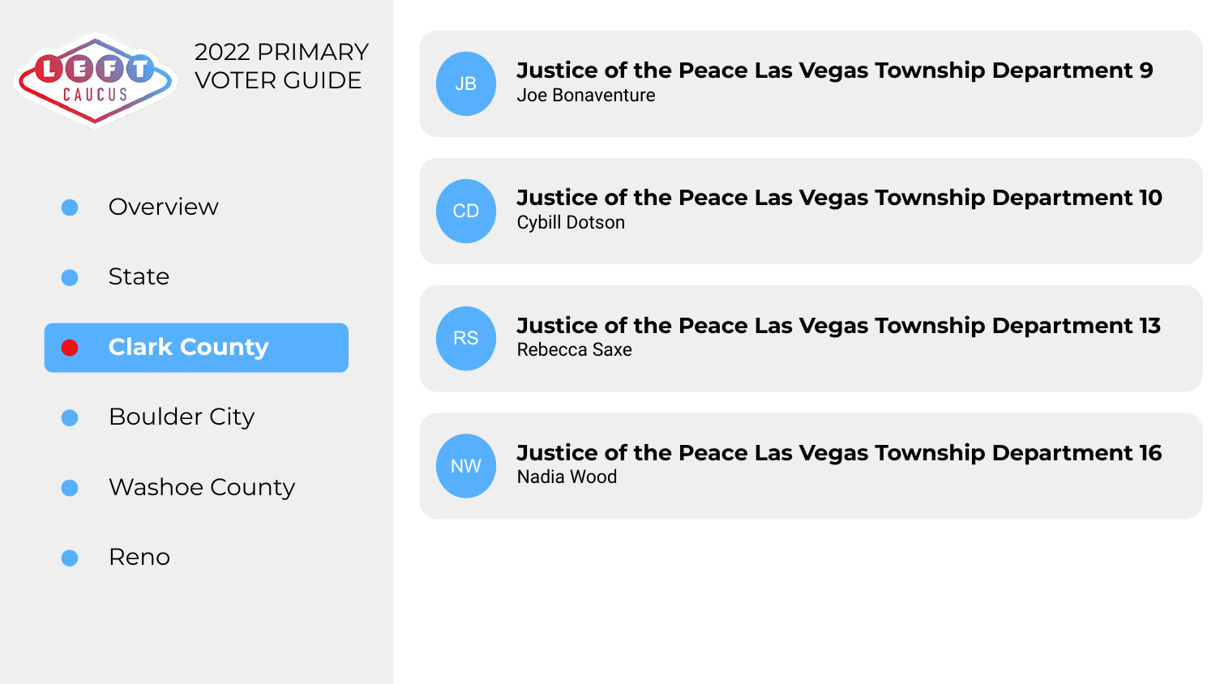2022 PRIMARY VOTER GUIDE

- Overview
- State
- **Clark County**
- Boulder City
- Washoe County
- Reno

### Justice of the Peace Las Vegas Township Department 9
Joe Bonaventure

### Justice of the Peace Las Vegas Township Department 10
Cybill Dotson

### Justice of the Peace Las Vegas Township Department 13
Rebecca Saxe

### Justice of the Peace Las Vegas Township Department 16
Nadia Wood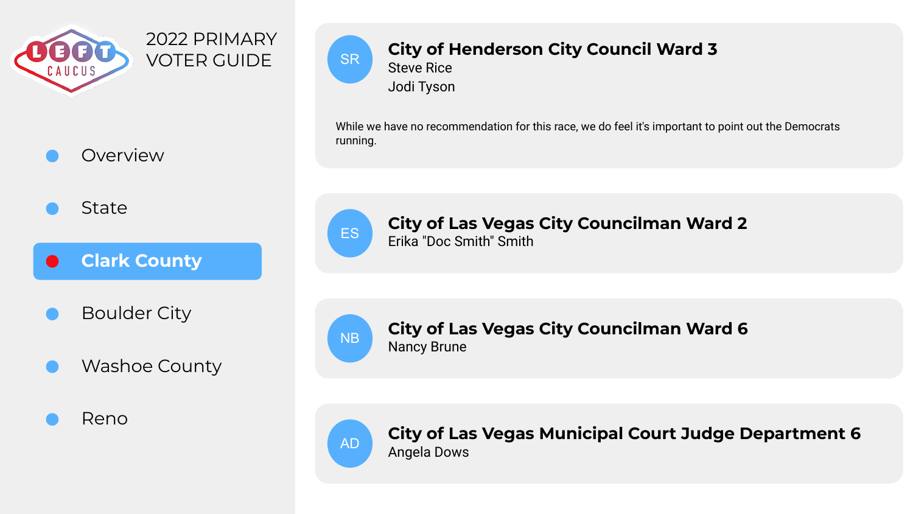2022 PRIMARY VOTER GUIDE

- Overview
- State
- **Clark County**
- Boulder City
- Washoe County
- Reno

SR

### City of Henderson City Council Ward 3

Steve Rice

Jodi Tyson

While we have no recommendation for this race, we do feel it's important to point out the Democrats running.

ES

### City of Las Vegas City Councilman Ward 2

Erika "Doc Smith" Smith

NB

### City of Las Vegas City Councilman Ward 6

Nancy Brune

AD

### City of Las Vegas Municipal Court Judge Department 6

Angela Dows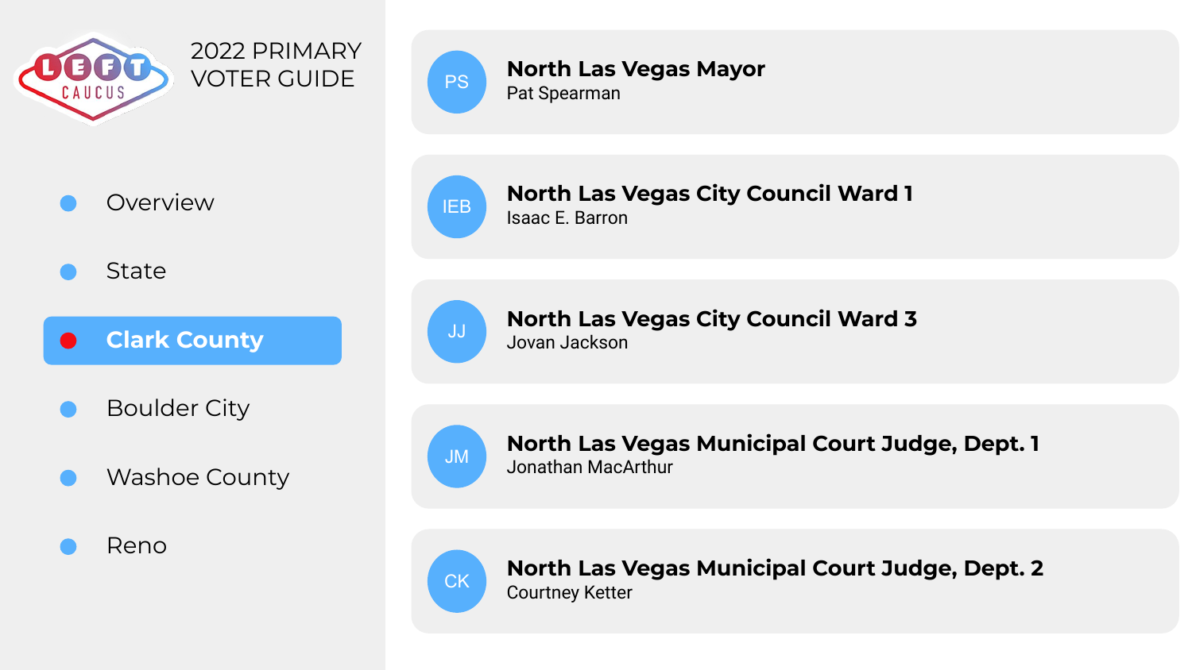2022 PRIMARY VOTER GUIDE

- Overview
- State
- **Clark County**
- Boulder City
- Washoe County
- Reno

### North Las Vegas Mayor
Pat Spearman

### North Las Vegas City Council Ward 1
Isaac E. Barron

### North Las Vegas City Council Ward 3
Jovan Jackson

### North Las Vegas Municipal Court Judge, Dept. 1
Jonathan MacArthur

### North Las Vegas Municipal Court Judge, Dept. 2
Courtney Ketter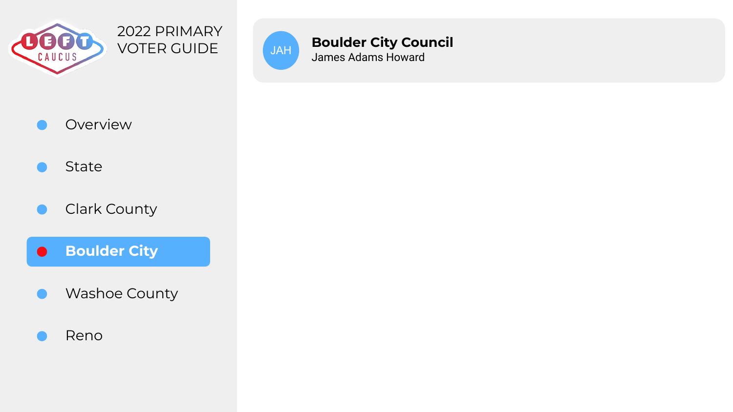2022 PRIMARY VOTER GUIDE

- Overview
- State
- Clark County
- **Boulder City**
- Washoe County
- Reno

JAH

**Boulder City Council**

James Adams Howard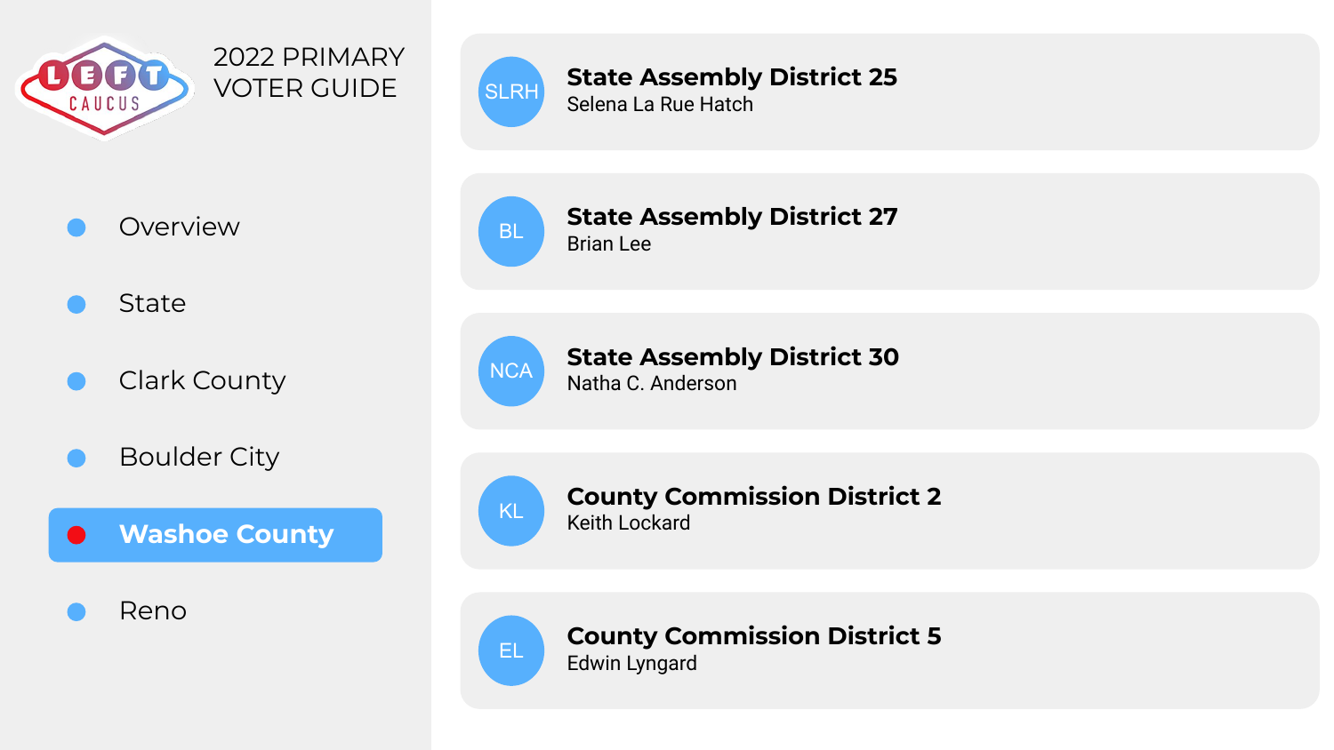2022 PRIMARY VOTER GUIDE

- Overview
- State
- Clark County
- Boulder City
- **Washoe County**
- Reno

## State Assembly District 25
Selena La Rue Hatch

## State Assembly District 27
Brian Lee

## State Assembly District 30
Natha C. Anderson

## County Commission District 2
Keith Lockard

## County Commission District 5
Edwin Lyngard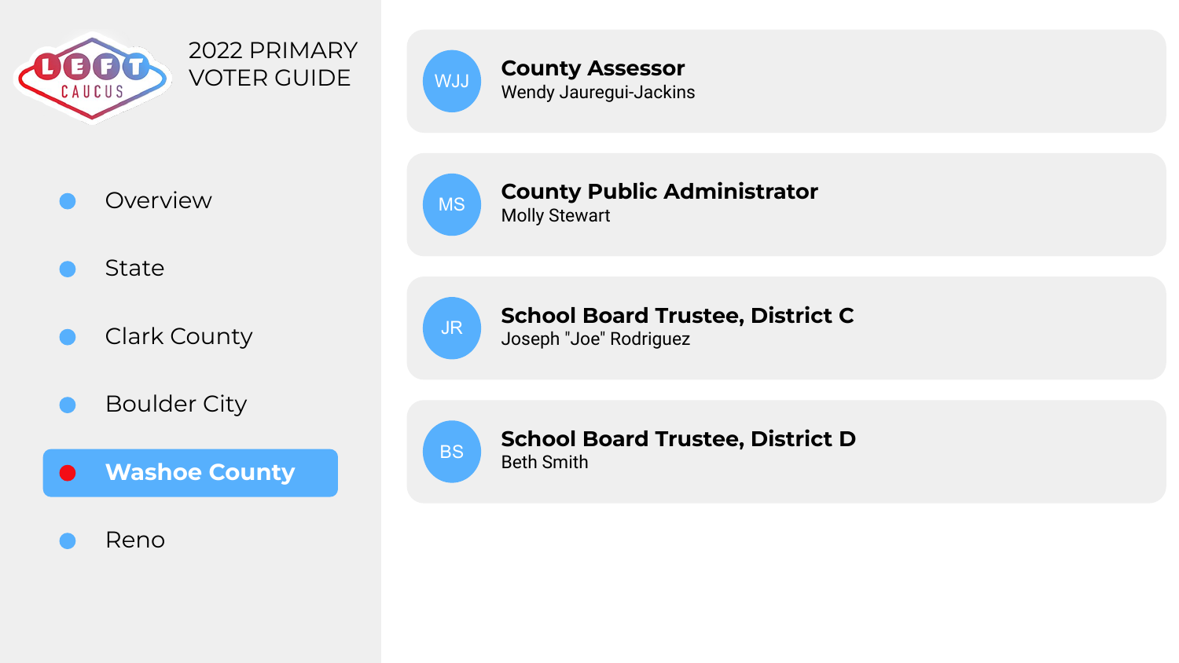# 2022 PRIMARY VOTER GUIDE

- Overview
- State
- Clark County
- Boulder City
- **Washoe County**
- Reno

## Washoe County

WJJ

**County Assessor**
Wendy Jauregui-Jackins

MS

**County Public Administrator**
Molly Stewart

JR

**School Board Trustee, District C**
Joseph "Joe" Rodriguez

BS

**School Board Trustee, District D**
Beth Smith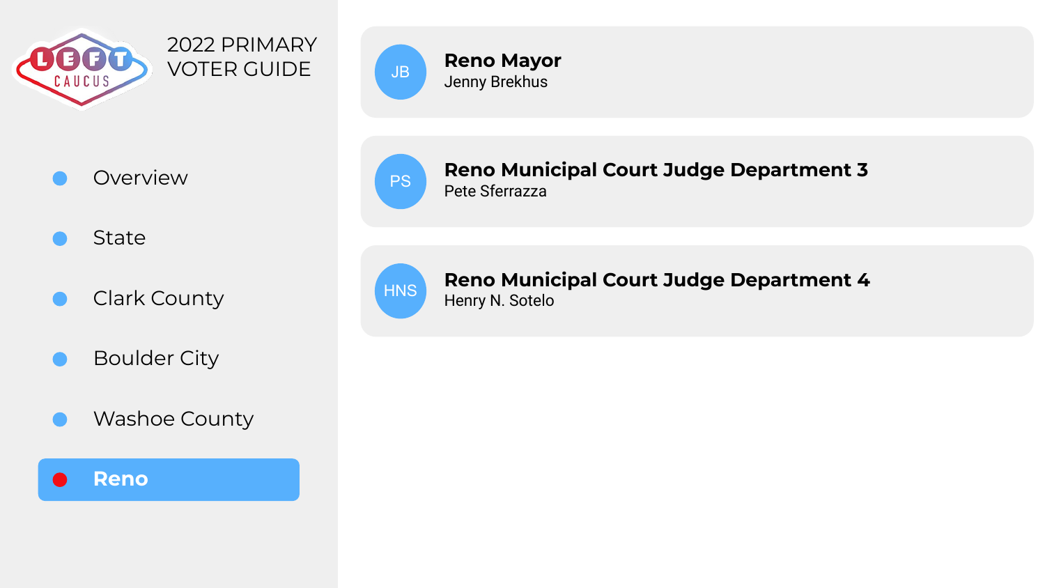2022 PRIMARY VOTER GUIDE

- Overview
- State
- Clark County
- Boulder City
- Washoe County
- **Reno**

JB

**Reno Mayor**
Jenny Brekhus

PS

**Reno Municipal Court Judge Department 3**
Pete Sferrazza

HNS

**Reno Municipal Court Judge Department 4**
Henry N. Sotelo